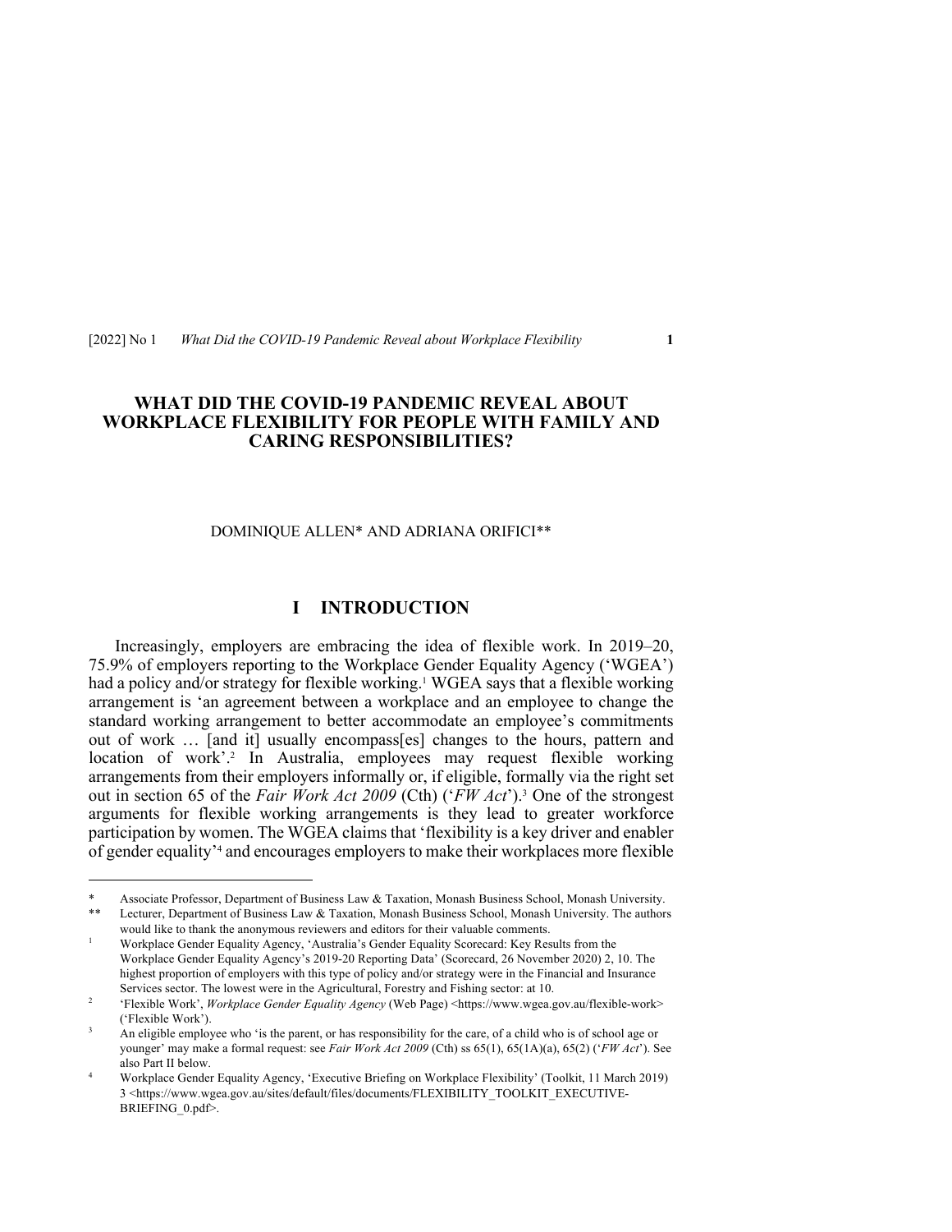# WHAT DID THE COVID-19 PANDEMIC REVEAL ABOUT WORKPLACE FLEXIBILITY FOR PEOPLE WITH FAMILY AND CARING RESPONSIBILITIES?

DOMINIQUE ALLEN* AND ADRIANA ORIFICI**

## I INTRODUCTION

Increasingly, employers are embracing the idea of flexible work. In 2019–20, 75.9% of employers reporting to the Workplace Gender Equality Agency ('WGEA') had a policy and/or strategy for flexible working.[1] WGEA says that a flexible working arrangement is 'an agreement between a workplace and an employee to change the standard working arrangement to better accommodate an employee's commitments out of work … [and it] usually encompass[es] changes to the hours, pattern and location of work'.[2] In Australia, employees may request flexible working arrangements from their employers informally or, if eligible, formally via the right set out in section 65 of the *Fair Work Act 2009* (Cth) ('*FW Act*').[3] One of the strongest arguments for flexible working arrangements is they lead to greater workforce participation by women. The WGEA claims that 'flexibility is a key driver and enabler of gender equality'[4] and encourages employers to make their workplaces more flexible

---

\* Associate Professor, Department of Business Law & Taxation, Monash Business School, Monash University.

\*\* Lecturer, Department of Business Law & Taxation, Monash Business School, Monash University. The authors would like to thank the anonymous reviewers and editors for their valuable comments.

1 Workplace Gender Equality Agency, 'Australia's Gender Equality Scorecard: Key Results from the Workplace Gender Equality Agency's 2019-20 Reporting Data' (Scorecard, 26 November 2020) 2, 10. The highest proportion of employers with this type of policy and/or strategy were in the Financial and Insurance Services sector. The lowest were in the Agricultural, Forestry and Fishing sector: at 10.

2 'Flexible Work', *Workplace Gender Equality Agency* (Web Page) <https://www.wgea.gov.au/flexible-work> ('Flexible Work').

3 An eligible employee who 'is the parent, or has responsibility for the care, of a child who is of school age or younger' may make a formal request: see *Fair Work Act 2009* (Cth) ss 65(1), 65(1A)(a), 65(2) ('*FW Act*'). See also Part II below.

4 Workplace Gender Equality Agency, 'Executive Briefing on Workplace Flexibility' (Toolkit, 11 March 2019) 3 <https://www.wgea.gov.au/sites/default/files/documents/FLEXIBILITY_TOOLKIT_EXECUTIVE-BRIEFING_0.pdf>.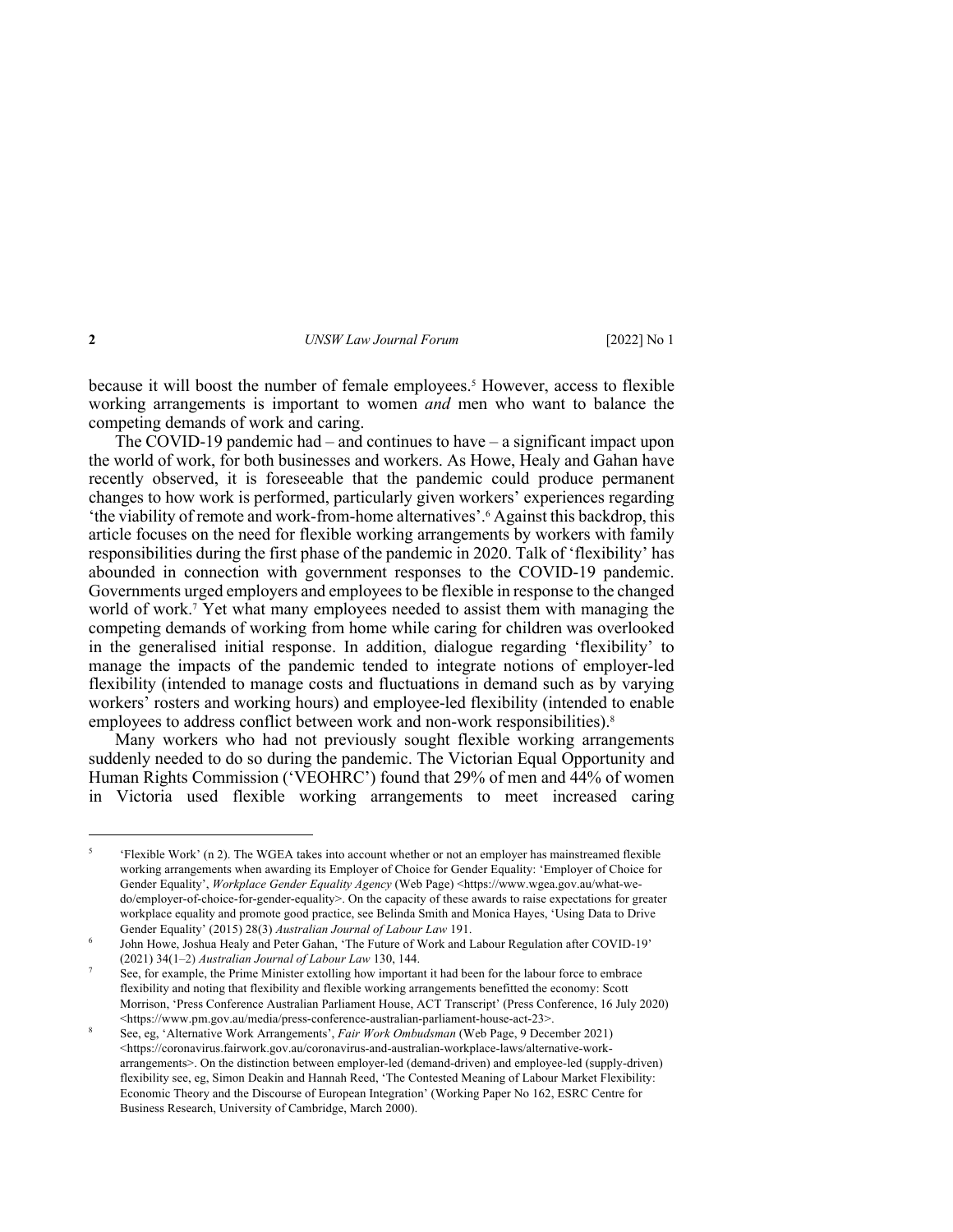because it will boost the number of female employees.[5] However, access to flexible working arrangements is important to women *and* men who want to balance the competing demands of work and caring.

The COVID-19 pandemic had – and continues to have – a significant impact upon the world of work, for both businesses and workers. As Howe, Healy and Gahan have recently observed, it is foreseeable that the pandemic could produce permanent changes to how work is performed, particularly given workers' experiences regarding 'the viability of remote and work-from-home alternatives'.[6] Against this backdrop, this article focuses on the need for flexible working arrangements by workers with family responsibilities during the first phase of the pandemic in 2020. Talk of 'flexibility' has abounded in connection with government responses to the COVID-19 pandemic. Governments urged employers and employees to be flexible in response to the changed world of work.[7] Yet what many employees needed to assist them with managing the competing demands of working from home while caring for children was overlooked in the generalised initial response. In addition, dialogue regarding 'flexibility' to manage the impacts of the pandemic tended to integrate notions of employer-led flexibility (intended to manage costs and fluctuations in demand such as by varying workers' rosters and working hours) and employee-led flexibility (intended to enable employees to address conflict between work and non-work responsibilities).[8]

Many workers who had not previously sought flexible working arrangements suddenly needed to do so during the pandemic. The Victorian Equal Opportunity and Human Rights Commission ('VEOHRC') found that 29% of men and 44% of women in Victoria used flexible working arrangements to meet increased caring

---

[5] 'Flexible Work' (n 2). The WGEA takes into account whether or not an employer has mainstreamed flexible working arrangements when awarding its Employer of Choice for Gender Equality: 'Employer of Choice for Gender Equality', *Workplace Gender Equality Agency* (Web Page) <https://www.wgea.gov.au/what-we-do/employer-of-choice-for-gender-equality>. On the capacity of these awards to raise expectations for greater workplace equality and promote good practice, see Belinda Smith and Monica Hayes, 'Using Data to Drive Gender Equality' (2015) 28(3) *Australian Journal of Labour Law* 191.

[6] John Howe, Joshua Healy and Peter Gahan, 'The Future of Work and Labour Regulation after COVID-19' (2021) 34(1–2) *Australian Journal of Labour Law* 130, 144.

[7] See, for example, the Prime Minister extolling how important it had been for the labour force to embrace flexibility and noting that flexibility and flexible working arrangements benefitted the economy: Scott Morrison, 'Press Conference Australian Parliament House, ACT Transcript' (Press Conference, 16 July 2020) <https://www.pm.gov.au/media/press-conference-australian-parliament-house-act-23>.

[8] See, eg, 'Alternative Work Arrangements', *Fair Work Ombudsman* (Web Page, 9 December 2021) <https://coronavirus.fairwork.gov.au/coronavirus-and-australian-workplace-laws/alternative-work-arrangements>. On the distinction between employer-led (demand-driven) and employee-led (supply-driven) flexibility see, eg, Simon Deakin and Hannah Reed, 'The Contested Meaning of Labour Market Flexibility: Economic Theory and the Discourse of European Integration' (Working Paper No 162, ESRC Centre for Business Research, University of Cambridge, March 2000).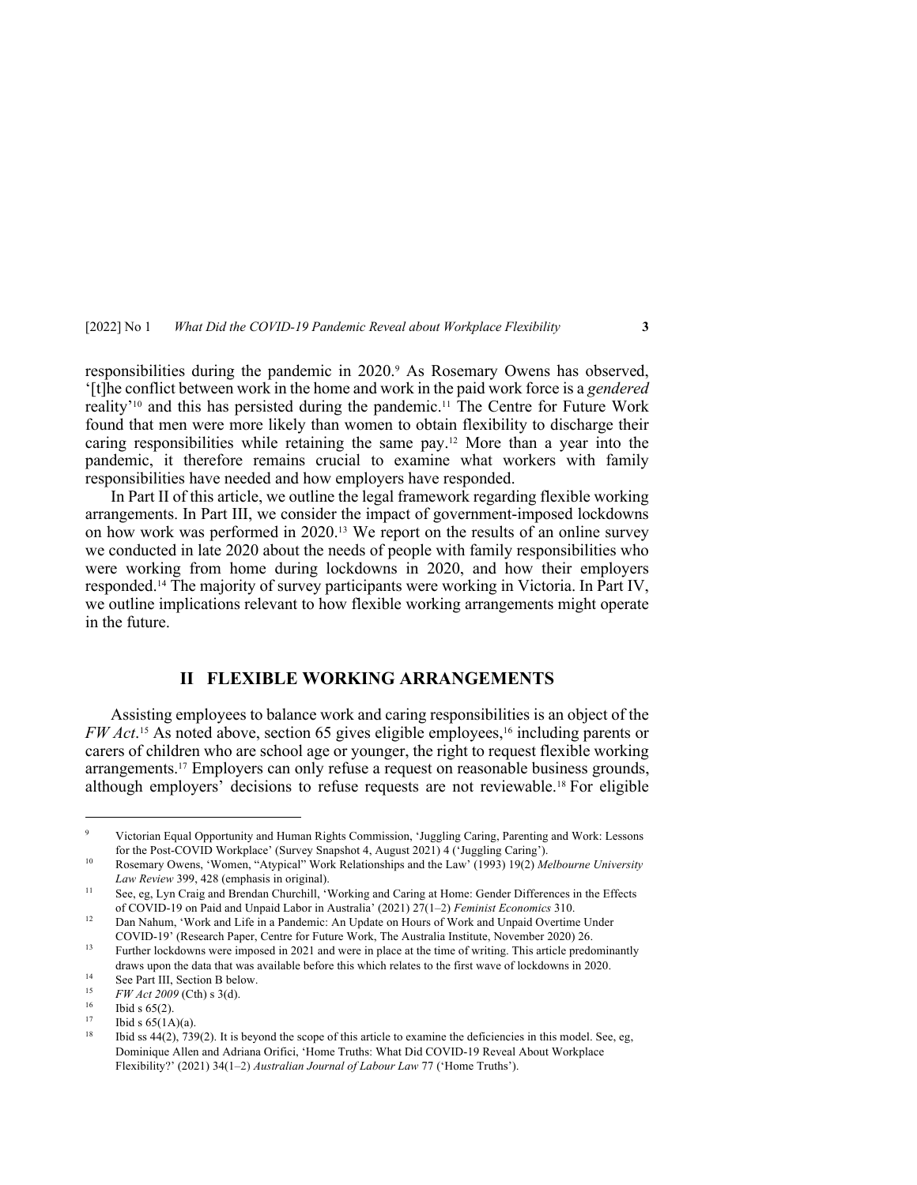responsibilities during the pandemic in 2020.[9] As Rosemary Owens has observed, '[t]he conflict between work in the home and work in the paid work force is a *gendered* reality'[10] and this has persisted during the pandemic.[11] The Centre for Future Work found that men were more likely than women to obtain flexibility to discharge their caring responsibilities while retaining the same pay.[12] More than a year into the pandemic, it therefore remains crucial to examine what workers with family responsibilities have needed and how employers have responded.

In Part II of this article, we outline the legal framework regarding flexible working arrangements. In Part III, we consider the impact of government-imposed lockdowns on how work was performed in 2020.[13] We report on the results of an online survey we conducted in late 2020 about the needs of people with family responsibilities who were working from home during lockdowns in 2020, and how their employers responded.[14] The majority of survey participants were working in Victoria. In Part IV, we outline implications relevant to how flexible working arrangements might operate in the future.

## II FLEXIBLE WORKING ARRANGEMENTS

Assisting employees to balance work and caring responsibilities is an object of the *FW Act*.[15] As noted above, section 65 gives eligible employees,[16] including parents or carers of children who are school age or younger, the right to request flexible working arrangements.[17] Employers can only refuse a request on reasonable business grounds, although employers' decisions to refuse requests are not reviewable.[18] For eligible

---

[9] Victorian Equal Opportunity and Human Rights Commission, 'Juggling Caring, Parenting and Work: Lessons for the Post-COVID Workplace' (Survey Snapshot 4, August 2021) 4 ('Juggling Caring').

[10] Rosemary Owens, 'Women, "Atypical" Work Relationships and the Law' (1993) 19(2) *Melbourne University Law Review* 399, 428 (emphasis in original).

[11] See, eg, Lyn Craig and Brendan Churchill, 'Working and Caring at Home: Gender Differences in the Effects of COVID-19 on Paid and Unpaid Labor in Australia' (2021) 27(1–2) *Feminist Economics* 310.

[12] Dan Nahum, 'Work and Life in a Pandemic: An Update on Hours of Work and Unpaid Overtime Under COVID-19' (Research Paper, Centre for Future Work, The Australia Institute, November 2020) 26.

[13] Further lockdowns were imposed in 2021 and were in place at the time of writing. This article predominantly draws upon the data that was available before this which relates to the first wave of lockdowns in 2020.

[14] See Part III, Section B below.

[15] *FW Act 2009* (Cth) s 3(d).

[16] Ibid s 65(2).

[17] Ibid s 65(1A)(a).

[18] Ibid ss 44(2), 739(2). It is beyond the scope of this article to examine the deficiencies in this model. See, eg, Dominique Allen and Adriana Orifici, 'Home Truths: What Did COVID-19 Reveal About Workplace Flexibility?' (2021) 34(1–2) *Australian Journal of Labour Law* 77 ('Home Truths').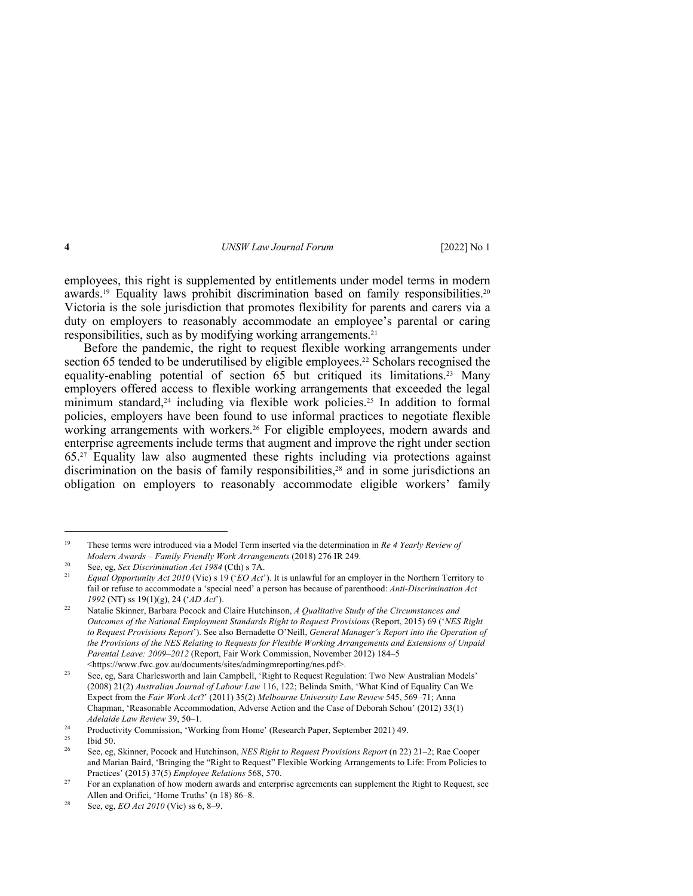employees, this right is supplemented by entitlements under model terms in modern awards.[19] Equality laws prohibit discrimination based on family responsibilities.[20] Victoria is the sole jurisdiction that promotes flexibility for parents and carers via a duty on employers to reasonably accommodate an employee's parental or caring responsibilities, such as by modifying working arrangements.[21]

Before the pandemic, the right to request flexible working arrangements under section 65 tended to be underutilised by eligible employees.[22] Scholars recognised the equality-enabling potential of section 65 but critiqued its limitations.[23] Many employers offered access to flexible working arrangements that exceeded the legal minimum standard,[24] including via flexible work policies.[25] In addition to formal policies, employers have been found to use informal practices to negotiate flexible working arrangements with workers.[26] For eligible employees, modern awards and enterprise agreements include terms that augment and improve the right under section 65.[27] Equality law also augmented these rights including via protections against discrimination on the basis of family responsibilities,[28] and in some jurisdictions an obligation on employers to reasonably accommodate eligible workers' family

---

[19] These terms were introduced via a Model Term inserted via the determination in *Re 4 Yearly Review of Modern Awards – Family Friendly Work Arrangements* (2018) 276 IR 249.

[20] See, eg, *Sex Discrimination Act 1984* (Cth) s 7A.

[21] *Equal Opportunity Act 2010* (Vic) s 19 ('*EO Act*'). It is unlawful for an employer in the Northern Territory to fail or refuse to accommodate a 'special need' a person has because of parenthood: *Anti-Discrimination Act 1992* (NT) ss 19(1)(g), 24 ('*AD Act*').

[22] Natalie Skinner, Barbara Pocock and Claire Hutchinson, *A Qualitative Study of the Circumstances and Outcomes of the National Employment Standards Right to Request Provisions* (Report, 2015) 69 ('*NES Right to Request Provisions Report*'). See also Bernadette O'Neill, *General Manager's Report into the Operation of the Provisions of the NES Relating to Requests for Flexible Working Arrangements and Extensions of Unpaid Parental Leave: 2009–2012* (Report, Fair Work Commission, November 2012) 184–5 <https://www.fwc.gov.au/documents/sites/admingmreporting/nes.pdf>.

[23] See, eg, Sara Charlesworth and Iain Campbell, 'Right to Request Regulation: Two New Australian Models' (2008) 21(2) *Australian Journal of Labour Law* 116, 122; Belinda Smith, 'What Kind of Equality Can We Expect from the *Fair Work Act*?' (2011) 35(2) *Melbourne University Law Review* 545, 569–71; Anna Chapman, 'Reasonable Accommodation, Adverse Action and the Case of Deborah Schou' (2012) 33(1) *Adelaide Law Review* 39, 50–1.

[24] Productivity Commission, 'Working from Home' (Research Paper, September 2021) 49.

[25] Ibid 50.

[26] See, eg, Skinner, Pocock and Hutchinson, *NES Right to Request Provisions Report* (n 22) 21–2; Rae Cooper and Marian Baird, 'Bringing the "Right to Request" Flexible Working Arrangements to Life: From Policies to Practices' (2015) 37(5) *Employee Relations* 568, 570.

[27] For an explanation of how modern awards and enterprise agreements can supplement the Right to Request, see Allen and Orifici, 'Home Truths' (n 18) 86–8.

[28] See, eg, *EO Act 2010* (Vic) ss 6, 8–9.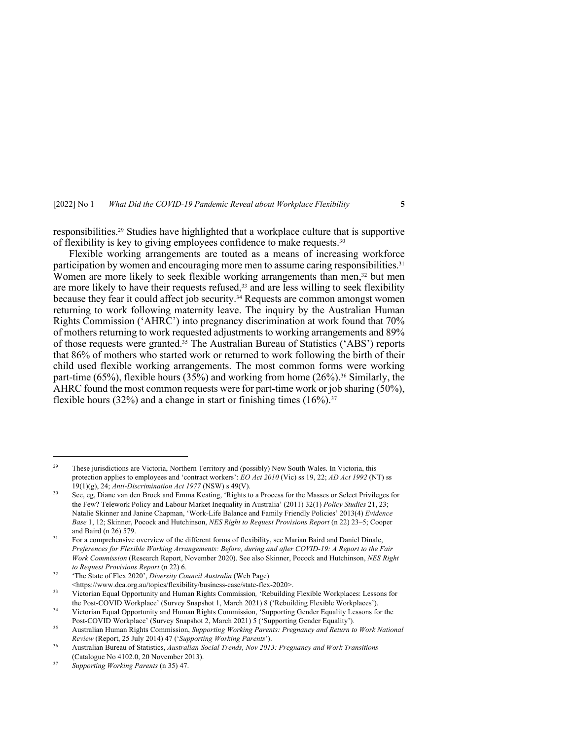responsibilities.[29] Studies have highlighted that a workplace culture that is supportive of flexibility is key to giving employees confidence to make requests.[30]

Flexible working arrangements are touted as a means of increasing workforce participation by women and encouraging more men to assume caring responsibilities.[31] Women are more likely to seek flexible working arrangements than men,[32] but men are more likely to have their requests refused,[33] and are less willing to seek flexibility because they fear it could affect job security.[34] Requests are common amongst women returning to work following maternity leave. The inquiry by the Australian Human Rights Commission ('AHRC') into pregnancy discrimination at work found that 70% of mothers returning to work requested adjustments to working arrangements and 89% of those requests were granted.[35] The Australian Bureau of Statistics ('ABS') reports that 86% of mothers who started work or returned to work following the birth of their child used flexible working arrangements. The most common forms were working part-time (65%), flexible hours (35%) and working from home (26%).[36] Similarly, the AHRC found the most common requests were for part-time work or job sharing (50%), flexible hours (32%) and a change in start or finishing times (16%).[37]

---

[29] These jurisdictions are Victoria, Northern Territory and (possibly) New South Wales. In Victoria, this protection applies to employees and 'contract workers': *EO Act 2010* (Vic) ss 19, 22; *AD Act 1992* (NT) ss 19(1)(g), 24; *Anti-Discrimination Act 1977* (NSW) s 49(V).

[30] See, eg, Diane van den Broek and Emma Keating, 'Rights to a Process for the Masses or Select Privileges for the Few? Telework Policy and Labour Market Inequality in Australia' (2011) 32(1) *Policy Studies* 21, 23; Natalie Skinner and Janine Chapman, 'Work-Life Balance and Family Friendly Policies' 2013(4) *Evidence Base* 1, 12; Skinner, Pocock and Hutchinson, *NES Right to Request Provisions Report* (n 22) 23–5; Cooper and Baird (n 26) 579.

[31] For a comprehensive overview of the different forms of flexibility, see Marian Baird and Daniel Dinale, *Preferences for Flexible Working Arrangements: Before, during and after COVID-19: A Report to the Fair Work Commission* (Research Report, November 2020). See also Skinner, Pocock and Hutchinson, *NES Right to Request Provisions Report* (n 22) 6.

[32] 'The State of Flex 2020', *Diversity Council Australia* (Web Page) <https://www.dca.org.au/topics/flexibility/business-case/state-flex-2020>.

[33] Victorian Equal Opportunity and Human Rights Commission, 'Rebuilding Flexible Workplaces: Lessons for the Post-COVID Workplace' (Survey Snapshot 1, March 2021) 8 ('Rebuilding Flexible Workplaces').

[34] Victorian Equal Opportunity and Human Rights Commission, 'Supporting Gender Equality Lessons for the Post-COVID Workplace' (Survey Snapshot 2, March 2021) 5 ('Supporting Gender Equality').

[35] Australian Human Rights Commission, *Supporting Working Parents: Pregnancy and Return to Work National Review* (Report, 25 July 2014) 47 ('*Supporting Working Parents*').

[36] Australian Bureau of Statistics, *Australian Social Trends, Nov 2013: Pregnancy and Work Transitions* (Catalogue No 4102.0, 20 November 2013).

[37] *Supporting Working Parents* (n 35) 47.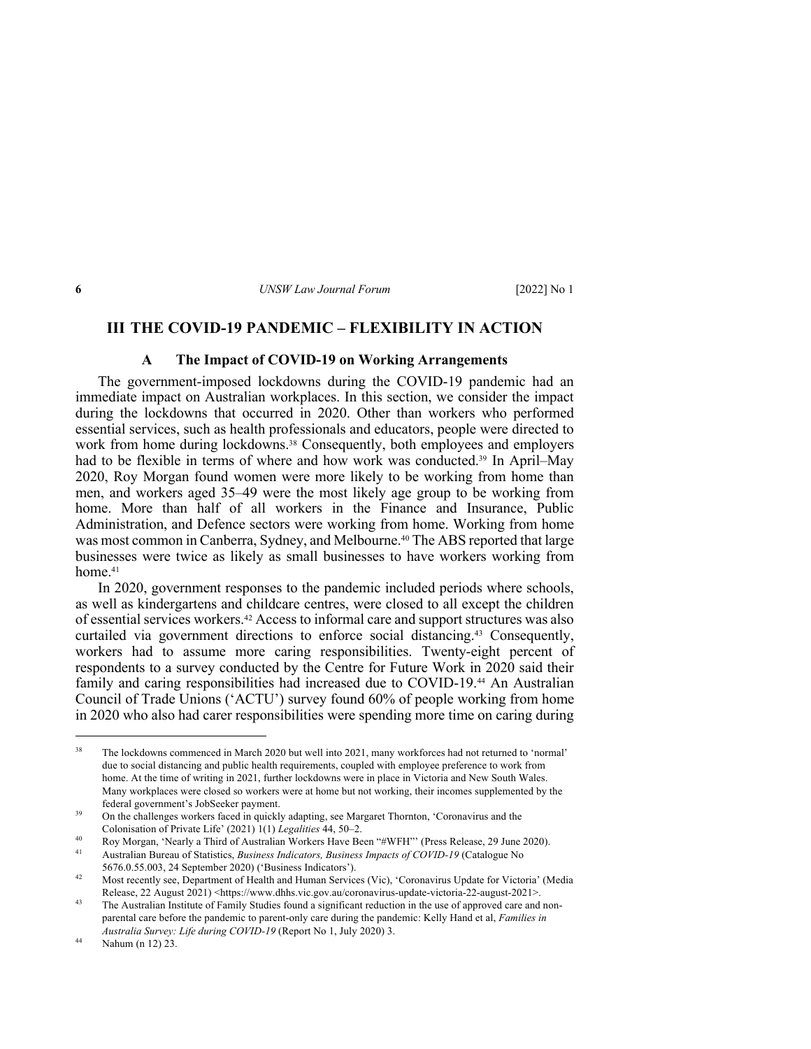## III THE COVID-19 PANDEMIC – FLEXIBILITY IN ACTION

### A The Impact of COVID-19 on Working Arrangements

The government-imposed lockdowns during the COVID-19 pandemic had an immediate impact on Australian workplaces. In this section, we consider the impact during the lockdowns that occurred in 2020. Other than workers who performed essential services, such as health professionals and educators, people were directed to work from home during lockdowns.[38] Consequently, both employees and employers had to be flexible in terms of where and how work was conducted.[39] In April–May 2020, Roy Morgan found women were more likely to be working from home than men, and workers aged 35–49 were the most likely age group to be working from home. More than half of all workers in the Finance and Insurance, Public Administration, and Defence sectors were working from home. Working from home was most common in Canberra, Sydney, and Melbourne.[40] The ABS reported that large businesses were twice as likely as small businesses to have workers working from home.[41]

In 2020, government responses to the pandemic included periods where schools, as well as kindergartens and childcare centres, were closed to all except the children of essential services workers.[42] Access to informal care and support structures was also curtailed via government directions to enforce social distancing.[43] Consequently, workers had to assume more caring responsibilities. Twenty-eight percent of respondents to a survey conducted by the Centre for Future Work in 2020 said their family and caring responsibilities had increased due to COVID-19.[44] An Australian Council of Trade Unions ('ACTU') survey found 60% of people working from home in 2020 who also had carer responsibilities were spending more time on caring during

---

[38] The lockdowns commenced in March 2020 but well into 2021, many workforces had not returned to 'normal' due to social distancing and public health requirements, coupled with employee preference to work from home. At the time of writing in 2021, further lockdowns were in place in Victoria and New South Wales. Many workplaces were closed so workers were at home but not working, their incomes supplemented by the federal government's JobSeeker payment.

[39] On the challenges workers faced in quickly adapting, see Margaret Thornton, 'Coronavirus and the Colonisation of Private Life' (2021) 1(1) *Legalities* 44, 50–2.

[40] Roy Morgan, 'Nearly a Third of Australian Workers Have Been "#WFH"' (Press Release, 29 June 2020).

[41] Australian Bureau of Statistics, *Business Indicators, Business Impacts of COVID-19* (Catalogue No 5676.0.55.003, 24 September 2020) ('Business Indicators').

[42] Most recently see, Department of Health and Human Services (Vic), 'Coronavirus Update for Victoria' (Media Release, 22 August 2021) <https://www.dhhs.vic.gov.au/coronavirus-update-victoria-22-august-2021>.

[43] The Australian Institute of Family Studies found a significant reduction in the use of approved care and non-parental care before the pandemic to parent-only care during the pandemic: Kelly Hand et al, *Families in Australia Survey: Life during COVID-19* (Report No 1, July 2020) 3.

[44] Nahum (n 12) 23.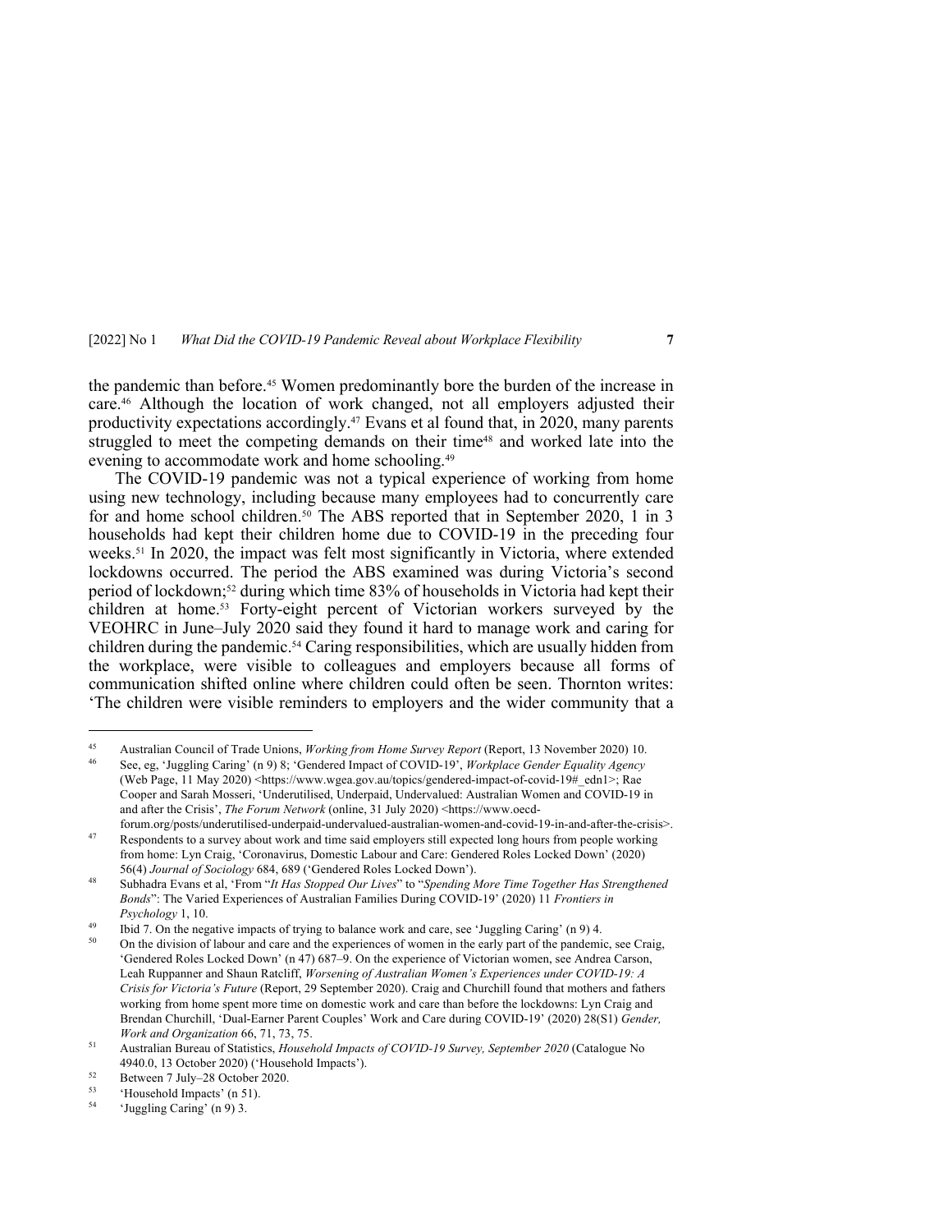the pandemic than before.[45] Women predominantly bore the burden of the increase in care.[46] Although the location of work changed, not all employers adjusted their productivity expectations accordingly.[47] Evans et al found that, in 2020, many parents struggled to meet the competing demands on their time[48] and worked late into the evening to accommodate work and home schooling.[49]

The COVID-19 pandemic was not a typical experience of working from home using new technology, including because many employees had to concurrently care for and home school children.[50] The ABS reported that in September 2020, 1 in 3 households had kept their children home due to COVID-19 in the preceding four weeks.[51] In 2020, the impact was felt most significantly in Victoria, where extended lockdowns occurred. The period the ABS examined was during Victoria's second period of lockdown;[52] during which time 83% of households in Victoria had kept their children at home.[53] Forty-eight percent of Victorian workers surveyed by the VEOHRC in June–July 2020 said they found it hard to manage work and caring for children during the pandemic.[54] Caring responsibilities, which are usually hidden from the workplace, were visible to colleagues and employers because all forms of communication shifted online where children could often be seen. Thornton writes: 'The children were visible reminders to employers and the wider community that a

---

[45] Australian Council of Trade Unions, *Working from Home Survey Report* (Report, 13 November 2020) 10.

[46] See, eg, 'Juggling Caring' (n 9) 8; 'Gendered Impact of COVID-19', *Workplace Gender Equality Agency* (Web Page, 11 May 2020) <https://www.wgea.gov.au/topics/gendered-impact-of-covid-19#_edn1>; Rae Cooper and Sarah Mosseri, 'Underutilised, Underpaid, Undervalued: Australian Women and COVID-19 in and after the Crisis', *The Forum Network* (online, 31 July 2020) <https://www.oecd-forum.org/posts/underutilised-underpaid-undervalued-australian-women-and-covid-19-in-and-after-the-crisis>.

[47] Respondents to a survey about work and time said employers still expected long hours from people working from home: Lyn Craig, 'Coronavirus, Domestic Labour and Care: Gendered Roles Locked Down' (2020) 56(4) *Journal of Sociology* 684, 689 ('Gendered Roles Locked Down').

[48] Subhadra Evans et al, 'From "*It Has Stopped Our Lives*" to "*Spending More Time Together Has Strengthened Bonds*": The Varied Experiences of Australian Families During COVID-19' (2020) 11 *Frontiers in Psychology* 1, 10.

[49] Ibid 7. On the negative impacts of trying to balance work and care, see 'Juggling Caring' (n 9) 4.

[50] On the division of labour and care and the experiences of women in the early part of the pandemic, see Craig, 'Gendered Roles Locked Down' (n 47) 687–9. On the experience of Victorian women, see Andrea Carson, Leah Ruppanner and Shaun Ratcliff, *Worsening of Australian Women's Experiences under COVID-19: A Crisis for Victoria's Future* (Report, 29 September 2020). Craig and Churchill found that mothers and fathers working from home spent more time on domestic work and care than before the lockdowns: Lyn Craig and Brendan Churchill, 'Dual-Earner Parent Couples' Work and Care during COVID-19' (2020) 28(S1) *Gender, Work and Organization* 66, 71, 73, 75.

[51] Australian Bureau of Statistics, *Household Impacts of COVID-19 Survey, September 2020* (Catalogue No 4940.0, 13 October 2020) ('Household Impacts').

[52] Between 7 July–28 October 2020.

[53] 'Household Impacts' (n 51).

[54] 'Juggling Caring' (n 9) 3.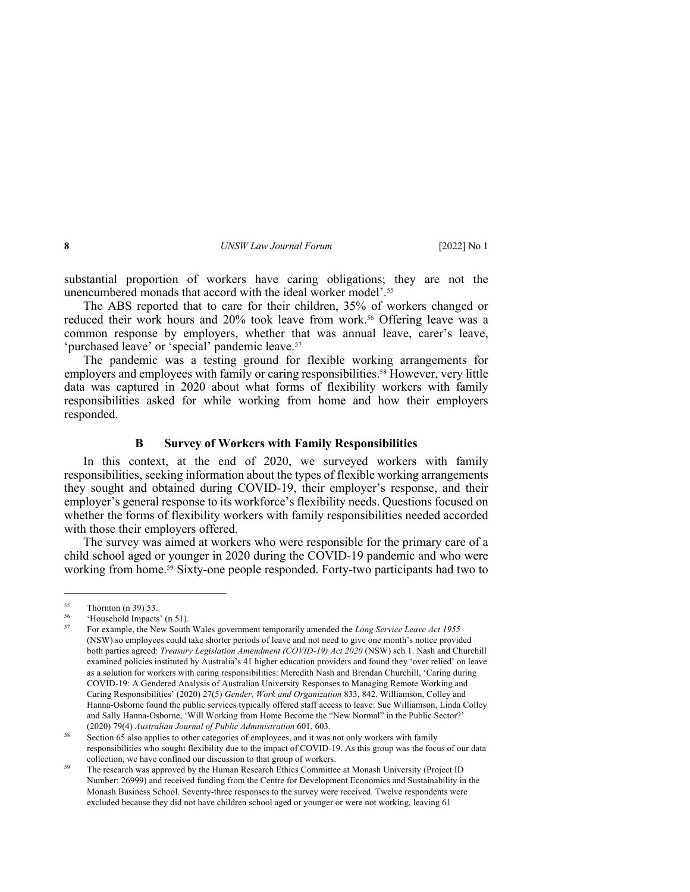substantial proportion of workers have caring obligations; they are not the unencumbered monads that accord with the ideal worker model'.[55]

The ABS reported that to care for their children, 35% of workers changed or reduced their work hours and 20% took leave from work.[56] Offering leave was a common response by employers, whether that was annual leave, carer's leave, 'purchased leave' or 'special' pandemic leave.[57]

The pandemic was a testing ground for flexible working arrangements for employers and employees with family or caring responsibilities.[58] However, very little data was captured in 2020 about what forms of flexibility workers with family responsibilities asked for while working from home and how their employers responded.

### B Survey of Workers with Family Responsibilities

In this context, at the end of 2020, we surveyed workers with family responsibilities, seeking information about the types of flexible working arrangements they sought and obtained during COVID-19, their employer's response, and their employer's general response to its workforce's flexibility needs. Questions focused on whether the forms of flexibility workers with family responsibilities needed accorded with those their employers offered.

The survey was aimed at workers who were responsible for the primary care of a child school aged or younger in 2020 during the COVID-19 pandemic and who were working from home.[59] Sixty-one people responded. Forty-two participants had two to

---

[55] Thornton (n 39) 53.

[56] 'Household Impacts' (n 51).

[57] For example, the New South Wales government temporarily amended the *Long Service Leave Act 1955* (NSW) so employees could take shorter periods of leave and not need to give one month's notice provided both parties agreed: *Treasury Legislation Amendment (COVID-19) Act 2020* (NSW) sch 1. Nash and Churchill examined policies instituted by Australia's 41 higher education providers and found they 'over relied' on leave as a solution for workers with caring responsibilities: Meredith Nash and Brendan Churchill, 'Caring during COVID-19: A Gendered Analysis of Australian University Responses to Managing Remote Working and Caring Responsibilities' (2020) 27(5) *Gender, Work and Organization* 833, 842. Williamson, Colley and Hanna-Osborne found the public services typically offered staff access to leave: Sue Williamson, Linda Colley and Sally Hanna-Osborne, 'Will Working from Home Become the "New Normal" in the Public Sector?' (2020) 79(4) *Australian Journal of Public Administration* 601, 603.

[58] Section 65 also applies to other categories of employees, and it was not only workers with family responsibilities who sought flexibility due to the impact of COVID-19. As this group was the focus of our data collection, we have confined our discussion to that group of workers.

[59] The research was approved by the Human Research Ethics Committee at Monash University (Project ID Number: 26999) and received funding from the Centre for Development Economics and Sustainability in the Monash Business School. Seventy-three responses to the survey were received. Twelve respondents were excluded because they did not have children school aged or younger or were not working, leaving 61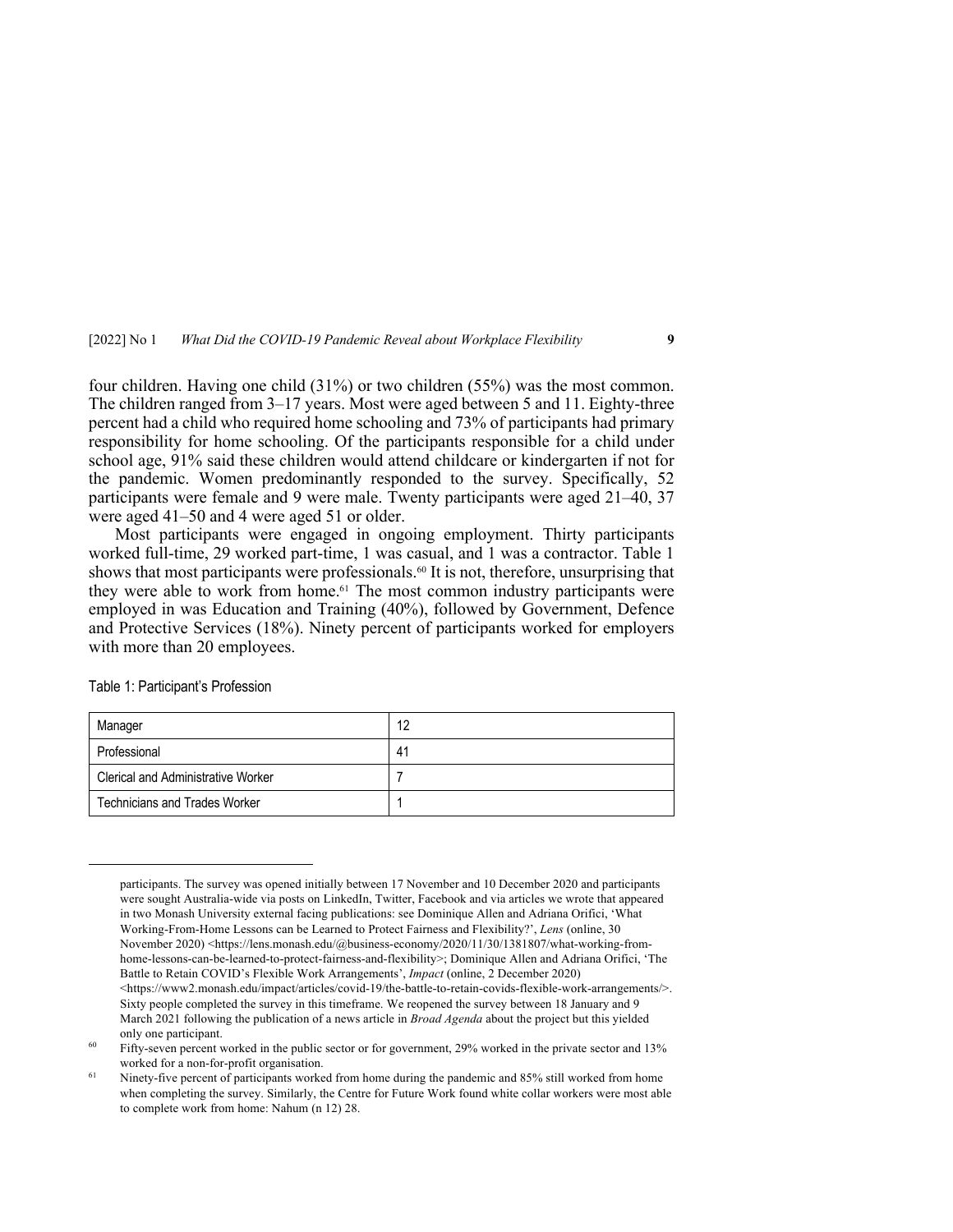four children. Having one child (31%) or two children (55%) was the most common. The children ranged from 3–17 years. Most were aged between 5 and 11. Eighty-three percent had a child who required home schooling and 73% of participants had primary responsibility for home schooling. Of the participants responsible for a child under school age, 91% said these children would attend childcare or kindergarten if not for the pandemic. Women predominantly responded to the survey. Specifically, 52 participants were female and 9 were male. Twenty participants were aged 21–40, 37 were aged 41–50 and 4 were aged 51 or older.

Most participants were engaged in ongoing employment. Thirty participants worked full-time, 29 worked part-time, 1 was casual, and 1 was a contractor. Table 1 shows that most participants were professionals.[60] It is not, therefore, unsurprising that they were able to work from home.[61] The most common industry participants were employed in was Education and Training (40%), followed by Government, Defence and Protective Services (18%). Ninety percent of participants worked for employers with more than 20 employees.

Table 1: Participant's Profession

| | |
|---|---|
| Manager | 12 |
| Professional | 41 |
| Clerical and Administrative Worker | 7 |
| Technicians and Trades Worker | 1 |

participants. The survey was opened initially between 17 November and 10 December 2020 and participants were sought Australia-wide via posts on LinkedIn, Twitter, Facebook and via articles we wrote that appeared in two Monash University external facing publications: see Dominique Allen and Adriana Orifici, 'What Working-From-Home Lessons can be Learned to Protect Fairness and Flexibility?', *Lens* (online, 30 November 2020) <https://lens.monash.edu/@business-economy/2020/11/30/1381807/what-working-from-home-lessons-can-be-learned-to-protect-fairness-and-flexibility>; Dominique Allen and Adriana Orifici, 'The Battle to Retain COVID's Flexible Work Arrangements', *Impact* (online, 2 December 2020) <https://www2.monash.edu/impact/articles/covid-19/the-battle-to-retain-covids-flexible-work-arrangements/>. Sixty people completed the survey in this timeframe. We reopened the survey between 18 January and 9 March 2021 following the publication of a news article in *Broad Agenda* about the project but this yielded only one participant.

[60] Fifty-seven percent worked in the public sector or for government, 29% worked in the private sector and 13% worked for a non-for-profit organisation.

[61] Ninety-five percent of participants worked from home during the pandemic and 85% still worked from home when completing the survey. Similarly, the Centre for Future Work found white collar workers were most able to complete work from home: Nahum (n 12) 28.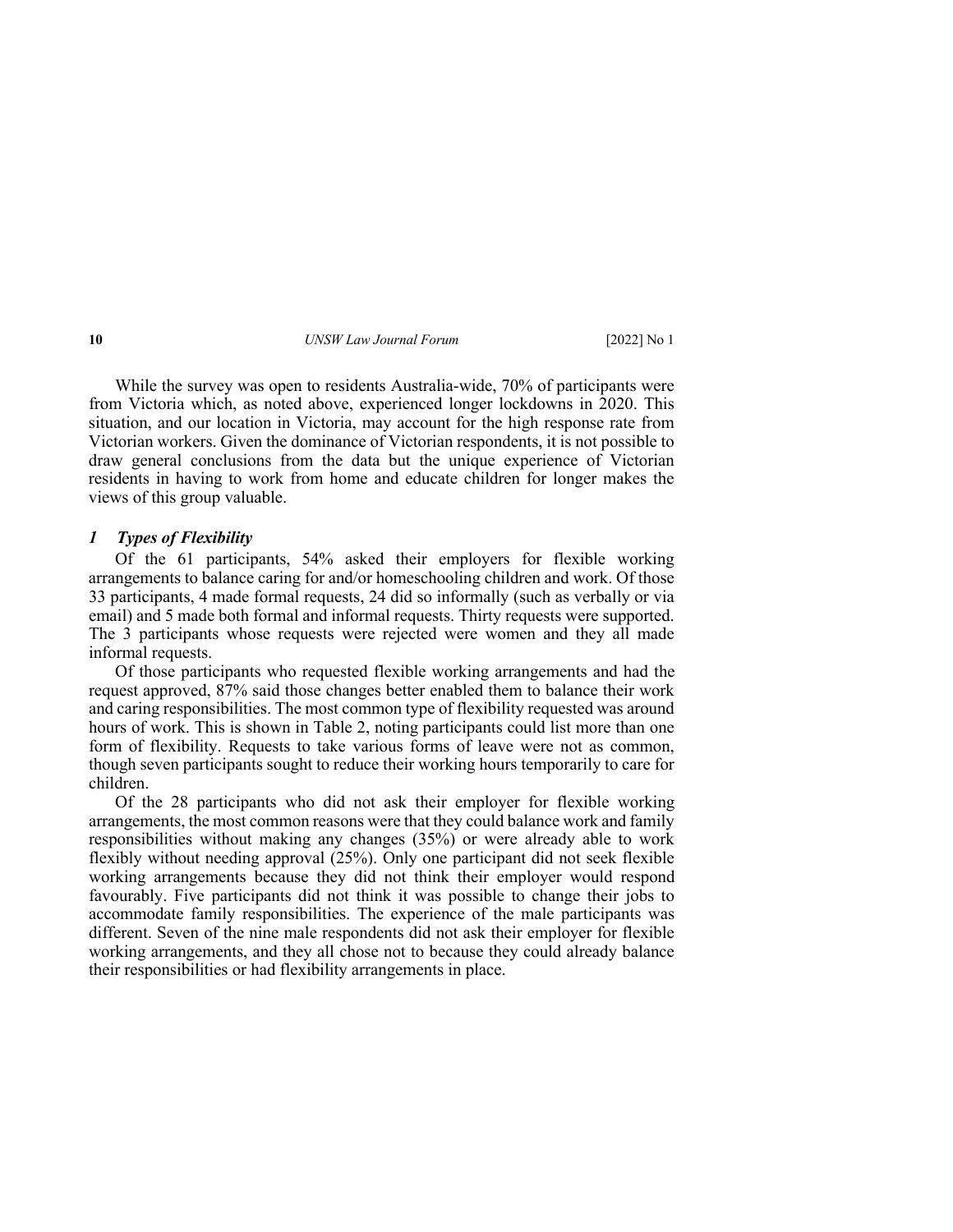While the survey was open to residents Australia-wide, 70% of participants were from Victoria which, as noted above, experienced longer lockdowns in 2020. This situation, and our location in Victoria, may account for the high response rate from Victorian workers. Given the dominance of Victorian respondents, it is not possible to draw general conclusions from the data but the unique experience of Victorian residents in having to work from home and educate children for longer makes the views of this group valuable.

### *1 Types of Flexibility*

Of the 61 participants, 54% asked their employers for flexible working arrangements to balance caring for and/or homeschooling children and work. Of those 33 participants, 4 made formal requests, 24 did so informally (such as verbally or via email) and 5 made both formal and informal requests. Thirty requests were supported. The 3 participants whose requests were rejected were women and they all made informal requests.

Of those participants who requested flexible working arrangements and had the request approved, 87% said those changes better enabled them to balance their work and caring responsibilities. The most common type of flexibility requested was around hours of work. This is shown in Table 2, noting participants could list more than one form of flexibility. Requests to take various forms of leave were not as common, though seven participants sought to reduce their working hours temporarily to care for children.

Of the 28 participants who did not ask their employer for flexible working arrangements, the most common reasons were that they could balance work and family responsibilities without making any changes (35%) or were already able to work flexibly without needing approval (25%). Only one participant did not seek flexible working arrangements because they did not think their employer would respond favourably. Five participants did not think it was possible to change their jobs to accommodate family responsibilities. The experience of the male participants was different. Seven of the nine male respondents did not ask their employer for flexible working arrangements, and they all chose not to because they could already balance their responsibilities or had flexibility arrangements in place.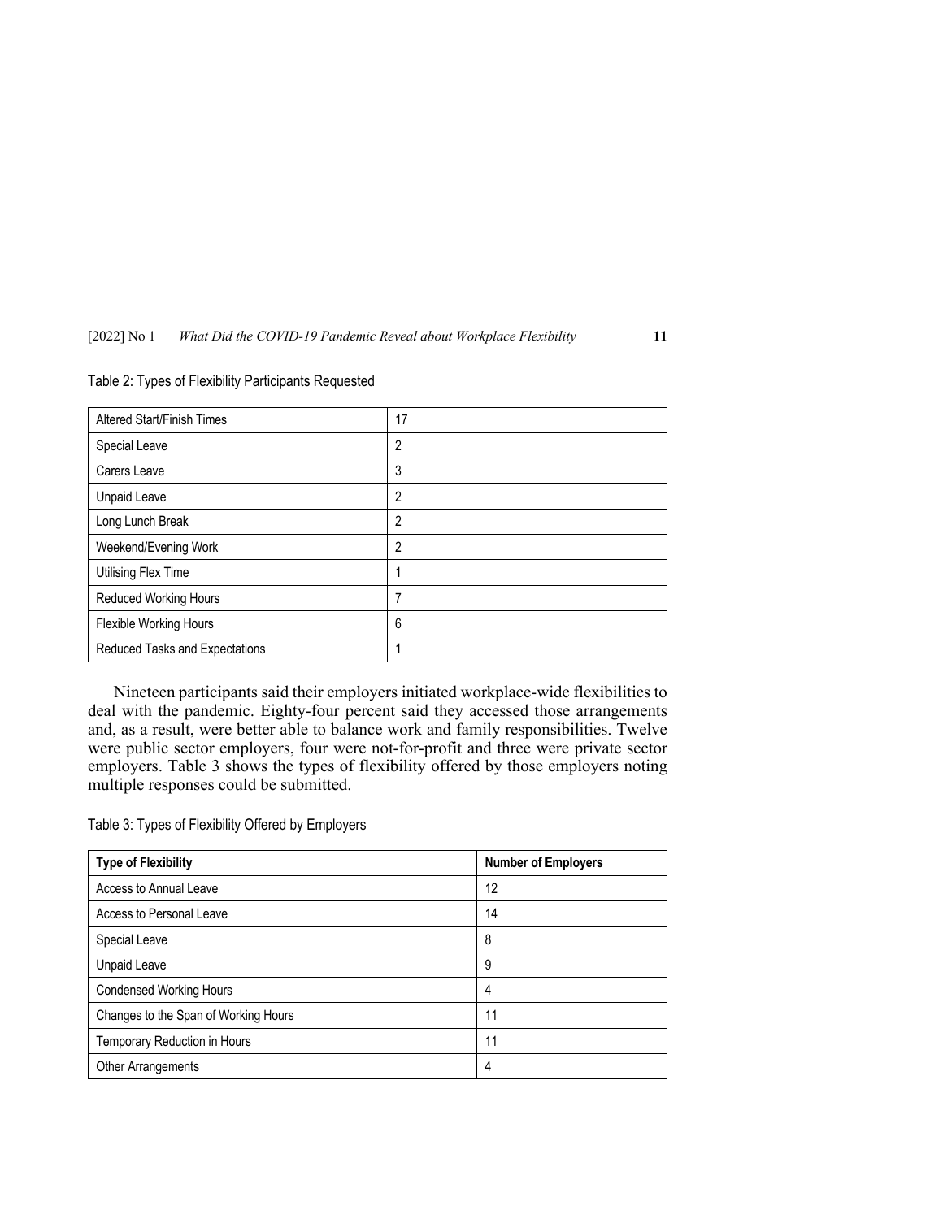Table 2: Types of Flexibility Participants Requested

| | |
|---|---|
| Altered Start/Finish Times | 17 |
| Special Leave | 2 |
| Carers Leave | 3 |
| Unpaid Leave | 2 |
| Long Lunch Break | 2 |
| Weekend/Evening Work | 2 |
| Utilising Flex Time | 1 |
| Reduced Working Hours | 7 |
| Flexible Working Hours | 6 |
| Reduced Tasks and Expectations | 1 |

Nineteen participants said their employers initiated workplace-wide flexibilities to deal with the pandemic. Eighty-four percent said they accessed those arrangements and, as a result, were better able to balance work and family responsibilities. Twelve were public sector employers, four were not-for-profit and three were private sector employers. Table 3 shows the types of flexibility offered by those employers noting multiple responses could be submitted.

Table 3: Types of Flexibility Offered by Employers

| **Type of Flexibility** | **Number of Employers** |
|---|---|
| Access to Annual Leave | 12 |
| Access to Personal Leave | 14 |
| Special Leave | 8 |
| Unpaid Leave | 9 |
| Condensed Working Hours | 4 |
| Changes to the Span of Working Hours | 11 |
| Temporary Reduction in Hours | 11 |
| Other Arrangements | 4 |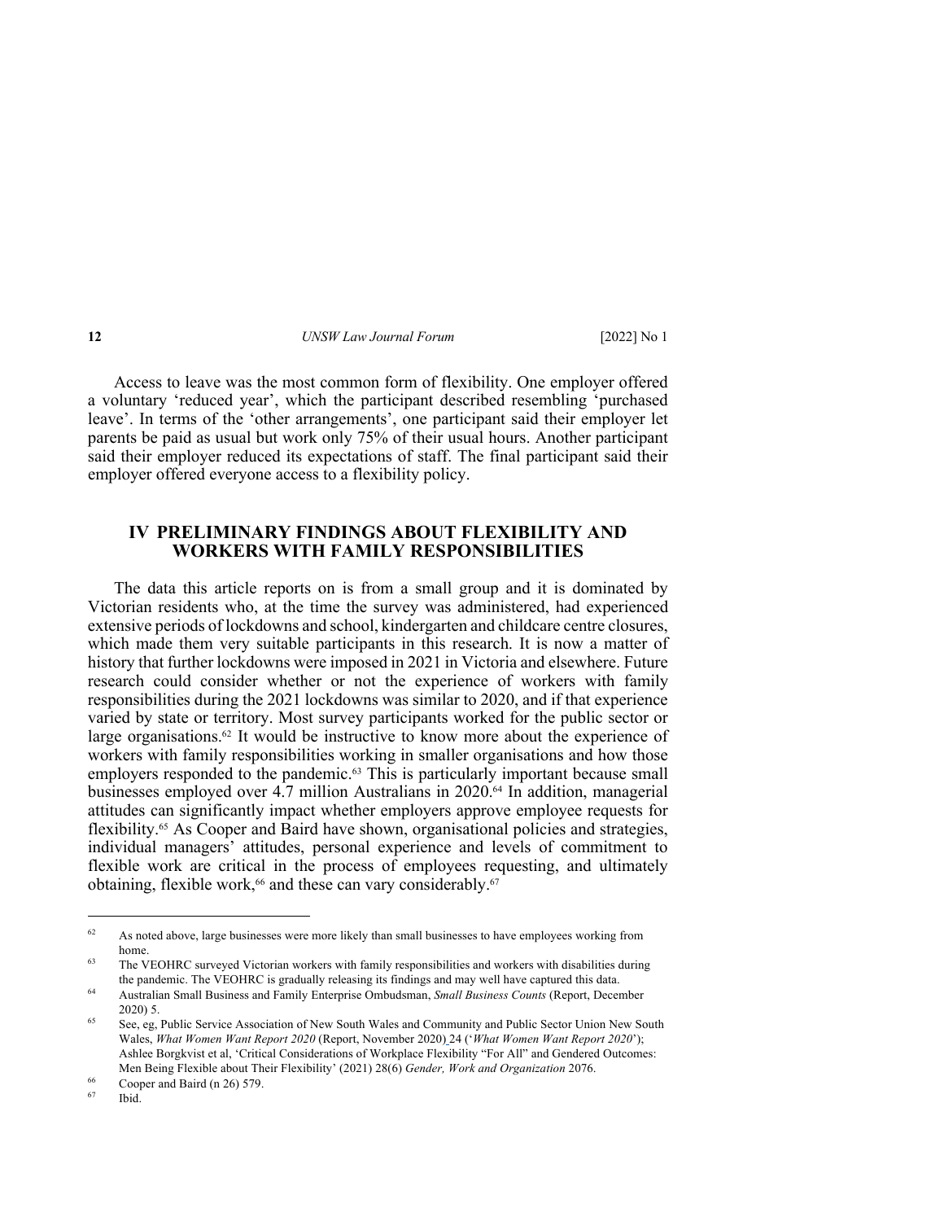Access to leave was the most common form of flexibility. One employer offered a voluntary 'reduced year', which the participant described resembling 'purchased leave'. In terms of the 'other arrangements', one participant said their employer let parents be paid as usual but work only 75% of their usual hours. Another participant said their employer reduced its expectations of staff. The final participant said their employer offered everyone access to a flexibility policy.

## IV PRELIMINARY FINDINGS ABOUT FLEXIBILITY AND WORKERS WITH FAMILY RESPONSIBILITIES

The data this article reports on is from a small group and it is dominated by Victorian residents who, at the time the survey was administered, had experienced extensive periods of lockdowns and school, kindergarten and childcare centre closures, which made them very suitable participants in this research. It is now a matter of history that further lockdowns were imposed in 2021 in Victoria and elsewhere. Future research could consider whether or not the experience of workers with family responsibilities during the 2021 lockdowns was similar to 2020, and if that experience varied by state or territory. Most survey participants worked for the public sector or large organisations.[62] It would be instructive to know more about the experience of workers with family responsibilities working in smaller organisations and how those employers responded to the pandemic.[63] This is particularly important because small businesses employed over 4.7 million Australians in 2020.[64] In addition, managerial attitudes can significantly impact whether employers approve employee requests for flexibility.[65] As Cooper and Baird have shown, organisational policies and strategies, individual managers' attitudes, personal experience and levels of commitment to flexible work are critical in the process of employees requesting, and ultimately obtaining, flexible work,[66] and these can vary considerably.[67]

---

[62] As noted above, large businesses were more likely than small businesses to have employees working from home.

[63] The VEOHRC surveyed Victorian workers with family responsibilities and workers with disabilities during the pandemic. The VEOHRC is gradually releasing its findings and may well have captured this data.

[64] Australian Small Business and Family Enterprise Ombudsman, *Small Business Counts* (Report, December 2020) 5.

[65] See, eg, Public Service Association of New South Wales and Community and Public Sector Union New South Wales, *What Women Want Report 2020* (Report, November 2020) 24 ('*What Women Want Report 2020*'); Ashlee Borgkvist et al, 'Critical Considerations of Workplace Flexibility "For All" and Gendered Outcomes: Men Being Flexible about Their Flexibility' (2021) 28(6) *Gender, Work and Organization* 2076.

[66] Cooper and Baird (n 26) 579.

[67] Ibid.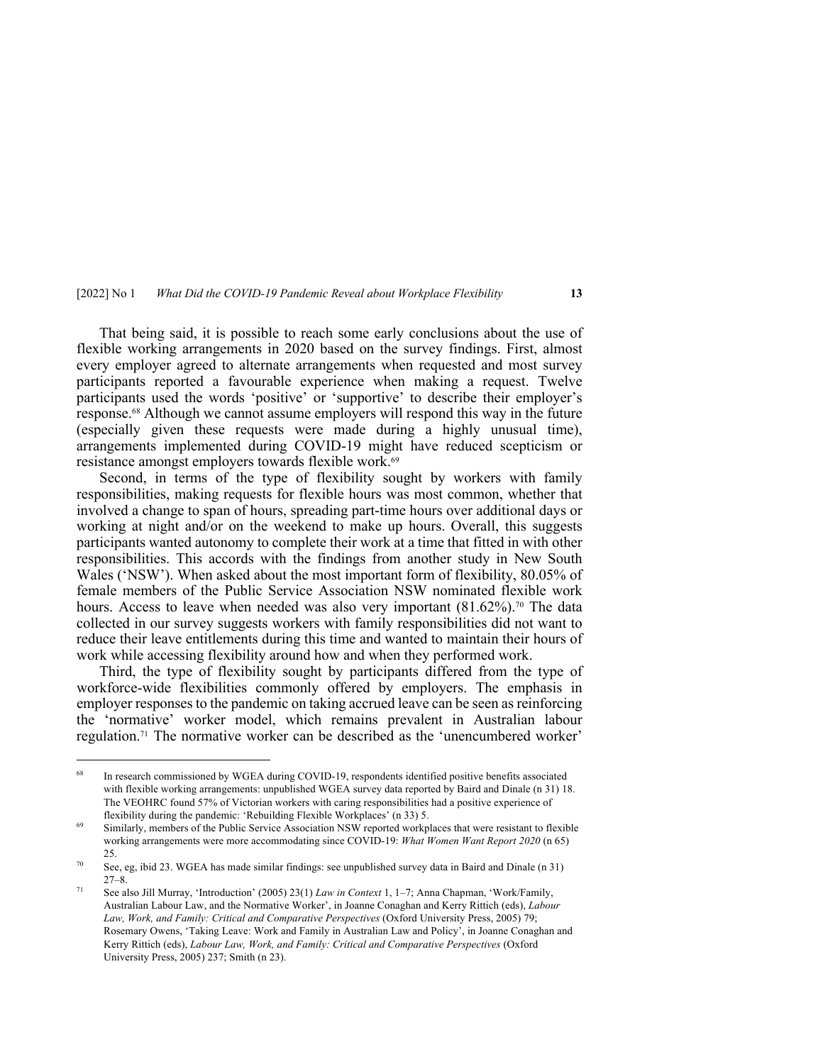That being said, it is possible to reach some early conclusions about the use of flexible working arrangements in 2020 based on the survey findings. First, almost every employer agreed to alternate arrangements when requested and most survey participants reported a favourable experience when making a request. Twelve participants used the words 'positive' or 'supportive' to describe their employer's response.[68] Although we cannot assume employers will respond this way in the future (especially given these requests were made during a highly unusual time), arrangements implemented during COVID-19 might have reduced scepticism or resistance amongst employers towards flexible work.[69]

Second, in terms of the type of flexibility sought by workers with family responsibilities, making requests for flexible hours was most common, whether that involved a change to span of hours, spreading part-time hours over additional days or working at night and/or on the weekend to make up hours. Overall, this suggests participants wanted autonomy to complete their work at a time that fitted in with other responsibilities. This accords with the findings from another study in New South Wales ('NSW'). When asked about the most important form of flexibility, 80.05% of female members of the Public Service Association NSW nominated flexible work hours. Access to leave when needed was also very important (81.62%).[70] The data collected in our survey suggests workers with family responsibilities did not want to reduce their leave entitlements during this time and wanted to maintain their hours of work while accessing flexibility around how and when they performed work.

Third, the type of flexibility sought by participants differed from the type of workforce-wide flexibilities commonly offered by employers. The emphasis in employer responses to the pandemic on taking accrued leave can be seen as reinforcing the 'normative' worker model, which remains prevalent in Australian labour regulation.[71] The normative worker can be described as the 'unencumbered worker'

---

[68] In research commissioned by WGEA during COVID-19, respondents identified positive benefits associated with flexible working arrangements: unpublished WGEA survey data reported by Baird and Dinale (n 31) 18. The VEOHRC found 57% of Victorian workers with caring responsibilities had a positive experience of flexibility during the pandemic: 'Rebuilding Flexible Workplaces' (n 33) 5.

[69] Similarly, members of the Public Service Association NSW reported workplaces that were resistant to flexible working arrangements were more accommodating since COVID-19: *What Women Want Report 2020* (n 65) 25.

[70] See, eg, ibid 23. WGEA has made similar findings: see unpublished survey data in Baird and Dinale (n 31) 27–8.

[71] See also Jill Murray, 'Introduction' (2005) 23(1) *Law in Context* 1, 1–7; Anna Chapman, 'Work/Family, Australian Labour Law, and the Normative Worker', in Joanne Conaghan and Kerry Rittich (eds), *Labour Law, Work, and Family: Critical and Comparative Perspectives* (Oxford University Press, 2005) 79; Rosemary Owens, 'Taking Leave: Work and Family in Australian Law and Policy', in Joanne Conaghan and Kerry Rittich (eds), *Labour Law, Work, and Family: Critical and Comparative Perspectives* (Oxford University Press, 2005) 237; Smith (n 23).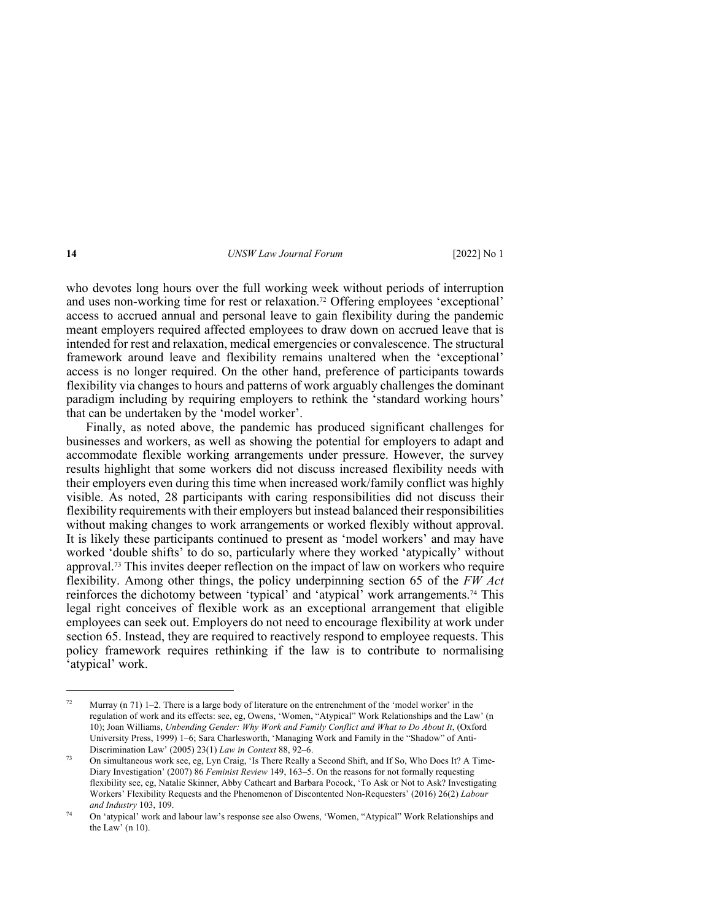who devotes long hours over the full working week without periods of interruption and uses non-working time for rest or relaxation.[72] Offering employees 'exceptional' access to accrued annual and personal leave to gain flexibility during the pandemic meant employers required affected employees to draw down on accrued leave that is intended for rest and relaxation, medical emergencies or convalescence. The structural framework around leave and flexibility remains unaltered when the 'exceptional' access is no longer required. On the other hand, preference of participants towards flexibility via changes to hours and patterns of work arguably challenges the dominant paradigm including by requiring employers to rethink the 'standard working hours' that can be undertaken by the 'model worker'.

Finally, as noted above, the pandemic has produced significant challenges for businesses and workers, as well as showing the potential for employers to adapt and accommodate flexible working arrangements under pressure. However, the survey results highlight that some workers did not discuss increased flexibility needs with their employers even during this time when increased work/family conflict was highly visible. As noted, 28 participants with caring responsibilities did not discuss their flexibility requirements with their employers but instead balanced their responsibilities without making changes to work arrangements or worked flexibly without approval. It is likely these participants continued to present as 'model workers' and may have worked 'double shifts' to do so, particularly where they worked 'atypically' without approval.[73] This invites deeper reflection on the impact of law on workers who require flexibility. Among other things, the policy underpinning section 65 of the *FW Act* reinforces the dichotomy between 'typical' and 'atypical' work arrangements.[74] This legal right conceives of flexible work as an exceptional arrangement that eligible employees can seek out. Employers do not need to encourage flexibility at work under section 65. Instead, they are required to reactively respond to employee requests. This policy framework requires rethinking if the law is to contribute to normalising 'atypical' work.

---

[72] Murray (n 71) 1–2. There is a large body of literature on the entrenchment of the 'model worker' in the regulation of work and its effects: see, eg, Owens, 'Women, "Atypical" Work Relationships and the Law' (n 10); Joan Williams, *Unbending Gender: Why Work and Family Conflict and What to Do About It*, (Oxford University Press, 1999) 1–6; Sara Charlesworth, 'Managing Work and Family in the "Shadow" of Anti-Discrimination Law' (2005) 23(1) *Law in Context* 88, 92–6.

[73] On simultaneous work see, eg, Lyn Craig, 'Is There Really a Second Shift, and If So, Who Does It? A Time-Diary Investigation' (2007) 86 *Feminist Review* 149, 163–5. On the reasons for not formally requesting flexibility see, eg, Natalie Skinner, Abby Cathcart and Barbara Pocock, 'To Ask or Not to Ask? Investigating Workers' Flexibility Requests and the Phenomenon of Discontented Non-Requesters' (2016) 26(2) *Labour and Industry* 103, 109.

[74] On 'atypical' work and labour law's response see also Owens, 'Women, "Atypical" Work Relationships and the Law' (n 10).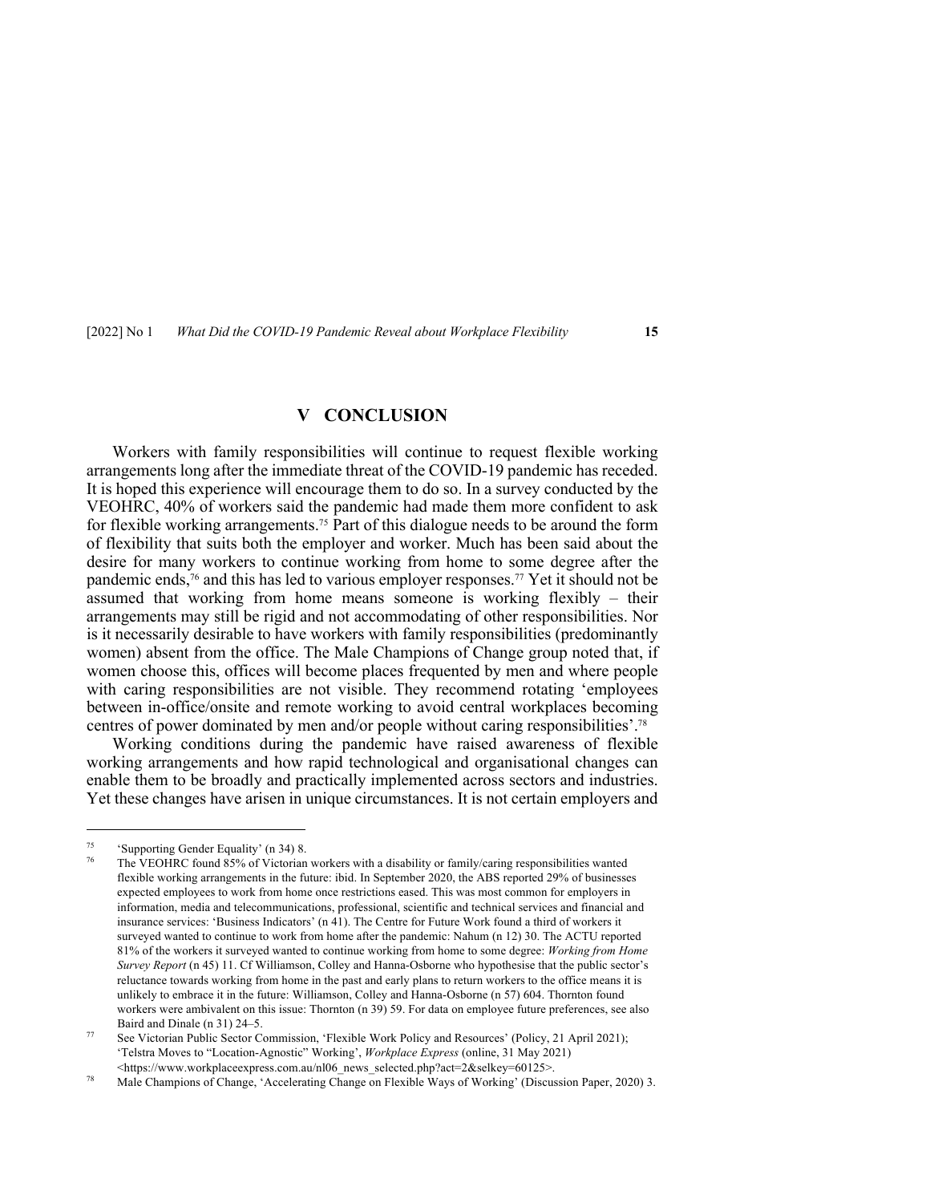## V CONCLUSION

Workers with family responsibilities will continue to request flexible working arrangements long after the immediate threat of the COVID-19 pandemic has receded. It is hoped this experience will encourage them to do so. In a survey conducted by the VEOHRC, 40% of workers said the pandemic had made them more confident to ask for flexible working arrangements.[75] Part of this dialogue needs to be around the form of flexibility that suits both the employer and worker. Much has been said about the desire for many workers to continue working from home to some degree after the pandemic ends,[76] and this has led to various employer responses.[77] Yet it should not be assumed that working from home means someone is working flexibly – their arrangements may still be rigid and not accommodating of other responsibilities. Nor is it necessarily desirable to have workers with family responsibilities (predominantly women) absent from the office. The Male Champions of Change group noted that, if women choose this, offices will become places frequented by men and where people with caring responsibilities are not visible. They recommend rotating 'employees between in-office/onsite and remote working to avoid central workplaces becoming centres of power dominated by men and/or people without caring responsibilities'.[78]

Working conditions during the pandemic have raised awareness of flexible working arrangements and how rapid technological and organisational changes can enable them to be broadly and practically implemented across sectors and industries. Yet these changes have arisen in unique circumstances. It is not certain employers and

---

[75] 'Supporting Gender Equality' (n 34) 8.

[76] The VEOHRC found 85% of Victorian workers with a disability or family/caring responsibilities wanted flexible working arrangements in the future: ibid. In September 2020, the ABS reported 29% of businesses expected employees to work from home once restrictions eased. This was most common for employers in information, media and telecommunications, professional, scientific and technical services and financial and insurance services: 'Business Indicators' (n 41). The Centre for Future Work found a third of workers it surveyed wanted to continue to work from home after the pandemic: Nahum (n 12) 30. The ACTU reported 81% of the workers it surveyed wanted to continue working from home to some degree: *Working from Home Survey Report* (n 45) 11. Cf Williamson, Colley and Hanna-Osborne who hypothesise that the public sector's reluctance towards working from home in the past and early plans to return workers to the office means it is unlikely to embrace it in the future: Williamson, Colley and Hanna-Osborne (n 57) 604. Thornton found workers were ambivalent on this issue: Thornton (n 39) 59. For data on employee future preferences, see also Baird and Dinale (n 31) 24–5.

[77] See Victorian Public Sector Commission, 'Flexible Work Policy and Resources' (Policy, 21 April 2021); 'Telstra Moves to "Location-Agnostic" Working', *Workplace Express* (online, 31 May 2021) <https://www.workplaceexpress.com.au/nl06_news_selected.php?act=2&selkey=60125>.

[78] Male Champions of Change, 'Accelerating Change on Flexible Ways of Working' (Discussion Paper, 2020) 3.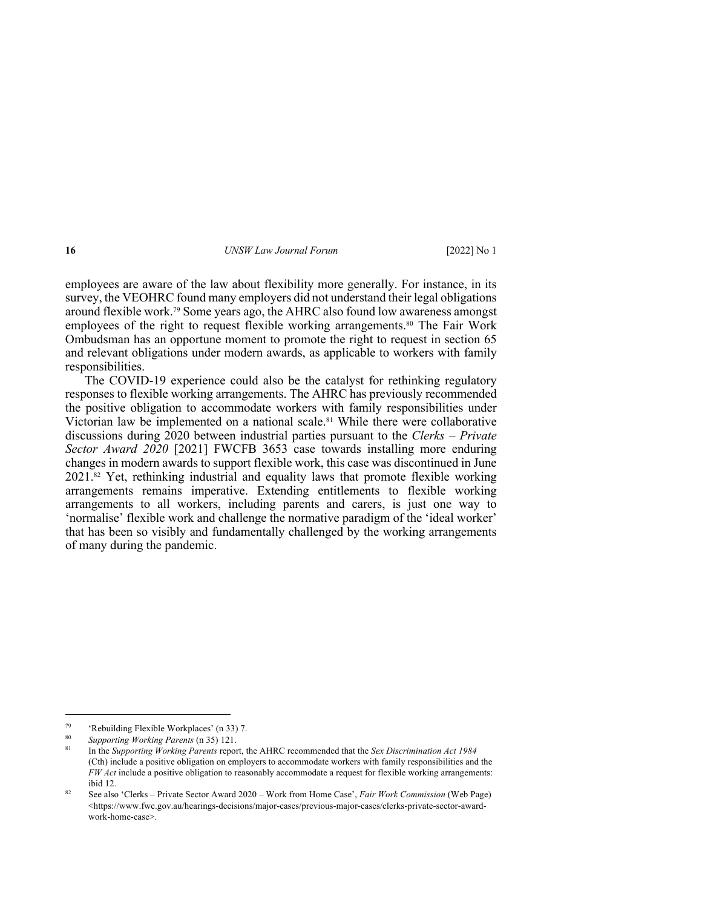employees are aware of the law about flexibility more generally. For instance, in its survey, the VEOHRC found many employers did not understand their legal obligations around flexible work.[79] Some years ago, the AHRC also found low awareness amongst employees of the right to request flexible working arrangements.[80] The Fair Work Ombudsman has an opportune moment to promote the right to request in section 65 and relevant obligations under modern awards, as applicable to workers with family responsibilities.

The COVID-19 experience could also be the catalyst for rethinking regulatory responses to flexible working arrangements. The AHRC has previously recommended the positive obligation to accommodate workers with family responsibilities under Victorian law be implemented on a national scale.[81] While there were collaborative discussions during 2020 between industrial parties pursuant to the *Clerks – Private Sector Award 2020* [2021] FWCFB 3653 case towards installing more enduring changes in modern awards to support flexible work, this case was discontinued in June 2021.[82] Yet, rethinking industrial and equality laws that promote flexible working arrangements remains imperative. Extending entitlements to flexible working arrangements to all workers, including parents and carers, is just one way to 'normalise' flexible work and challenge the normative paradigm of the 'ideal worker' that has been so visibly and fundamentally challenged by the working arrangements of many during the pandemic.

---

[79] 'Rebuilding Flexible Workplaces' (n 33) 7.

[80] *Supporting Working Parents* (n 35) 121.

[81] In the *Supporting Working Parents* report, the AHRC recommended that the *Sex Discrimination Act 1984* (Cth) include a positive obligation on employers to accommodate workers with family responsibilities and the *FW Act* include a positive obligation to reasonably accommodate a request for flexible working arrangements: ibid 12.

[82] See also 'Clerks – Private Sector Award 2020 – Work from Home Case', *Fair Work Commission* (Web Page) <https://www.fwc.gov.au/hearings-decisions/major-cases/previous-major-cases/clerks-private-sector-award-work-home-case>.